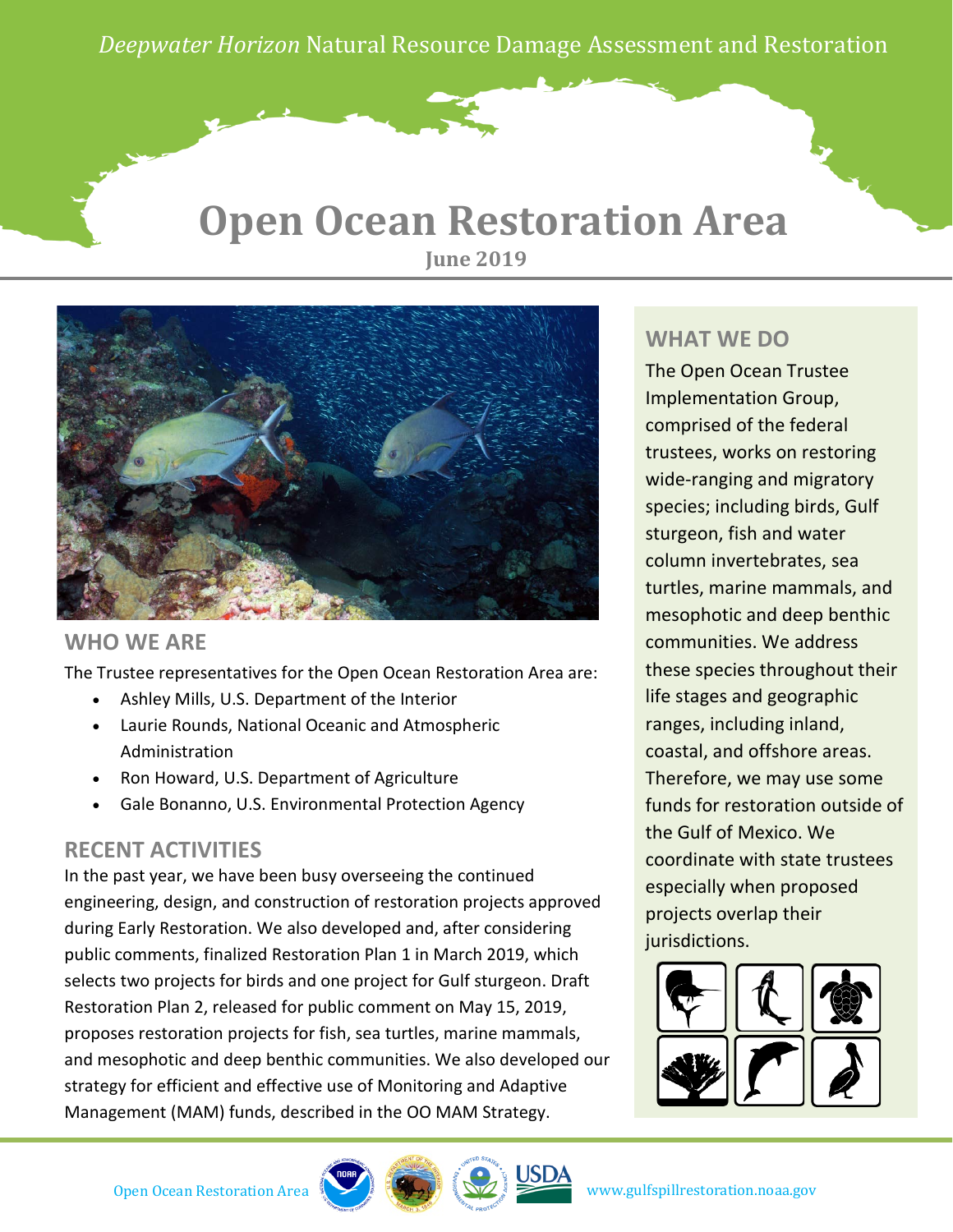*Deepwater Horizon* Natural Resource Damage Assessment and Restoration

# Open Ocean Restoration Area

**June 2019**

## WHO WE ARE

The Trustee representatives for the Open Ocean Restoration Area are:

- Ashley Mills, U.S. Department of the Interior
- Laurie Rounds, National Oceanic and Atmospheric Administration
- Ron Howard, U.S. Department of Agriculture
- Gale Bonanno, U.S. Environmental Protection Agency

## RECENT ACTIVITIES

In the past year, we have been busy overseeing the continued engineering, design, and construction of restoration projects approved during Early Restoration. We also developed and, after considering public comments, finalized Restoration Plan 1 in March 2019, which selects two projects for birds and one project for Gulf sturgeon. Draft Restoration Plan 2, released for public comment on May 15, 2019, proposes restoration projects for fish, sea turtles, marine mammals, and mesophotic and deep benthic communities. We also developed our strategy for efficient and effective use of Monitoring and Adaptive Management (MAM) funds, described in the OO MAM Strategy.

## WHAT WE DO

The Open Ocean Trustee Implementation Group, comprised of the federal trustees, works on restoring wide-ranging and migratory species; including birds, Gulf sturgeon, fish and water column invertebrates, sea turtles, marine mammals, and mesophotic and deep benthic communities. We address these species throughout their life stages and geographic ranges, including inland, coastal, and offshore areas. Therefore, we may use some funds for restoration outside of the Gulf of Mexico. We coordinate with state trustees especially when proposed projects overlap their jurisdictions.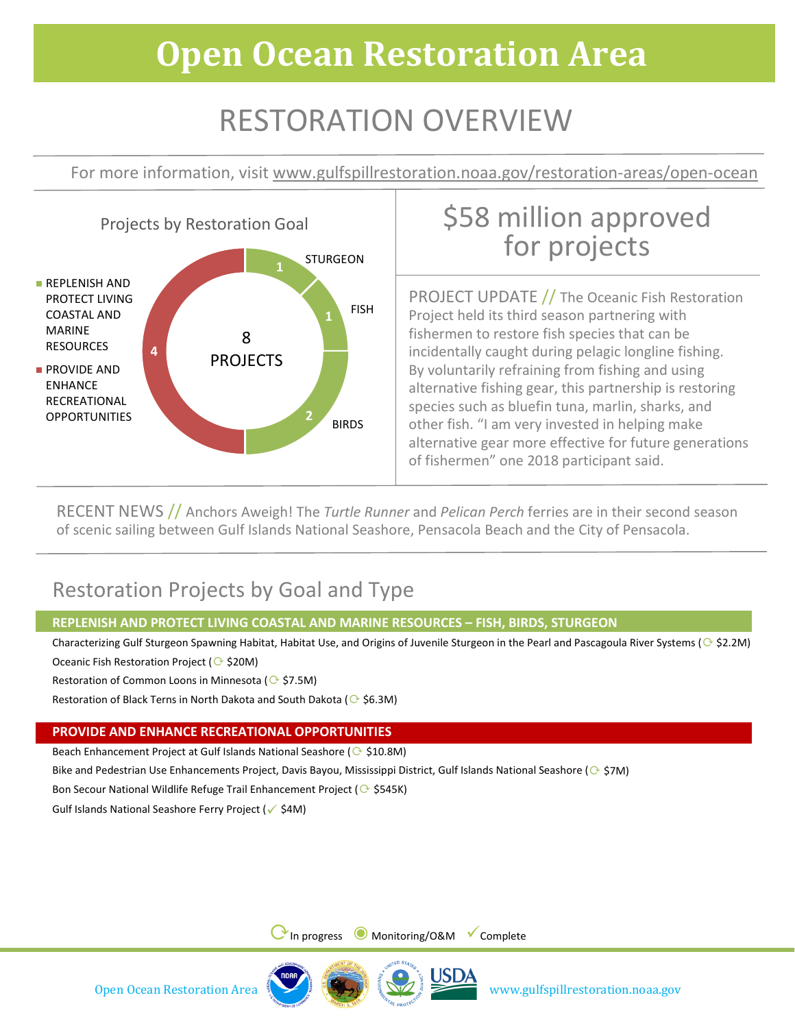# Open Ocean Restoration Area

## RESTORATION OVERVIEW

For more information, visit www.gulfspillrestoration.noaa.gov/restoration-areas/open-ocean

Projects by Restoration Goal

- REPLENISH AND PROTECT LIVING COASTAL AND MARINE RESOURCES
- PROVIDE AND ENHANCE RECREATIONAL OPPORTUNITIES

8 PROJECTS

STURGEON 1
FISH 1
BIRDS 2
4

## $58 million approved for projects

PROJECT UPDATE // The Oceanic Fish Restoration Project held its third season partnering with fishermen to restore fish species that can be incidentally caught during pelagic longline fishing. By voluntarily refraining from fishing and using alternative fishing gear, this partnership is restoring species such as bluefin tuna, marlin, sharks, and other fish. "I am very invested in helping make alternative gear more effective for future generations of fishermen" one 2018 participant said.

RECENT NEWS // Anchors Aweigh! The *Turtle Runner* and *Pelican Perch* ferries are in their second season of scenic sailing between Gulf Islands National Seashore, Pensacola Beach and the City of Pensacola.

## Restoration Projects by Goal and Type

### REPLENISH AND PROTECT LIVING COASTAL AND MARINE RESOURCES – FISH, BIRDS, STURGEON

- Characterizing Gulf Sturgeon Spawning Habitat, Habitat Use, and Origins of Juvenile Sturgeon in the Pearl and Pascagoula River Systems (In progress $2.2M)
- Oceanic Fish Restoration Project (In progress $20M)
- Restoration of Common Loons in Minnesota (In progress $7.5M)
- Restoration of Black Terns in North Dakota and South Dakota (In progress $6.3M)

### PROVIDE AND ENHANCE RECREATIONAL OPPORTUNITIES

- Beach Enhancement Project at Gulf Islands National Seashore (In progress $10.8M)
- Bike and Pedestrian Use Enhancements Project, Davis Bayou, Mississippi District, Gulf Islands National Seashore (In progress $7M)
- Bon Secour National Wildlife Refuge Trail Enhancement Project (In progress $545K)
- Gulf Islands National Seashore Ferry Project (Complete $4M)

In progress | Monitoring/O&M | Complete